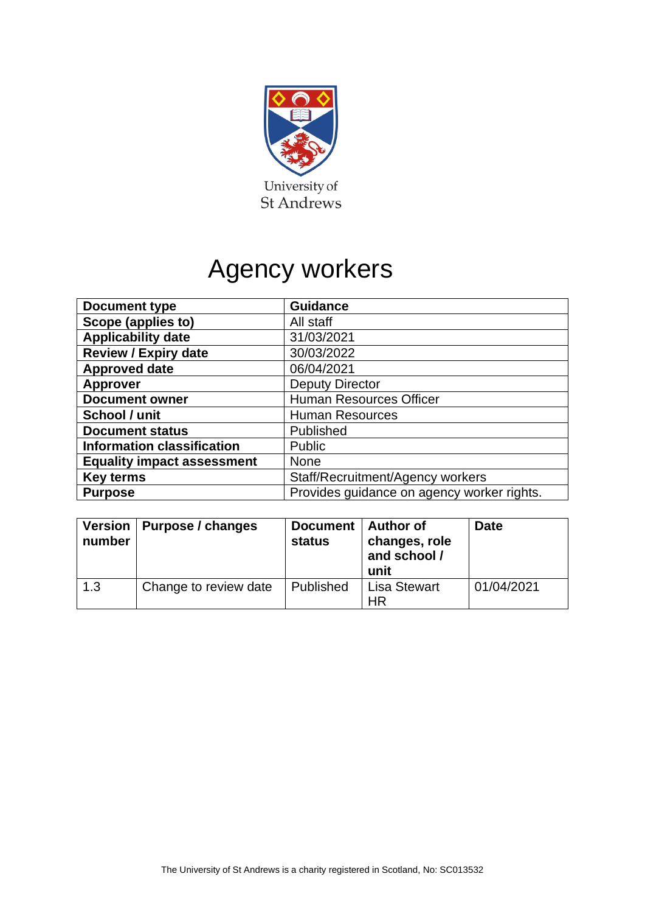University of St Andrews

# Agency workers

| Document type | Guidance |
|---|---|
| Scope (applies to) | All staff |
| Applicability date | 31/03/2021 |
| Review / Expiry date | 30/03/2022 |
| Approved date | 06/04/2021 |
| Approver | Deputy Director |
| Document owner | Human Resources Officer |
| School / unit | Human Resources |
| Document status | Published |
| Information classification | Public |
| Equality impact assessment | None |
| Key terms | Staff/Recruitment/Agency workers |
| Purpose | Provides guidance on agency worker rights. |

| Version number | Purpose / changes | Document status | Author of changes, role and school / unit | Date |
|---|---|---|---|---|
| 1.3 | Change to review date | Published | Lisa Stewart HR | 01/04/2021 |

The University of St Andrews is a charity registered in Scotland, No: SC013532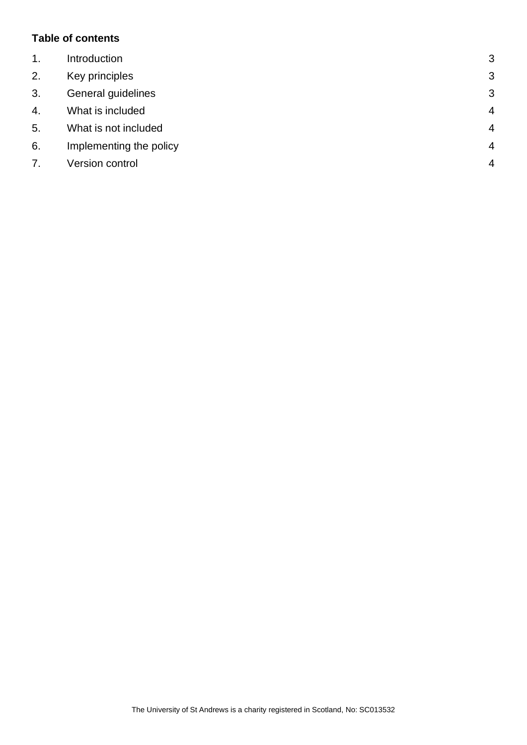**Table of contents**

| | | |
|---|---|---|
| 1. | Introduction | 3 |
| 2. | Key principles | 3 |
| 3. | General guidelines | 3 |
| 4. | What is included | 4 |
| 5. | What is not included | 4 |
| 6. | Implementing the policy | 4 |
| 7. | Version control | 4 |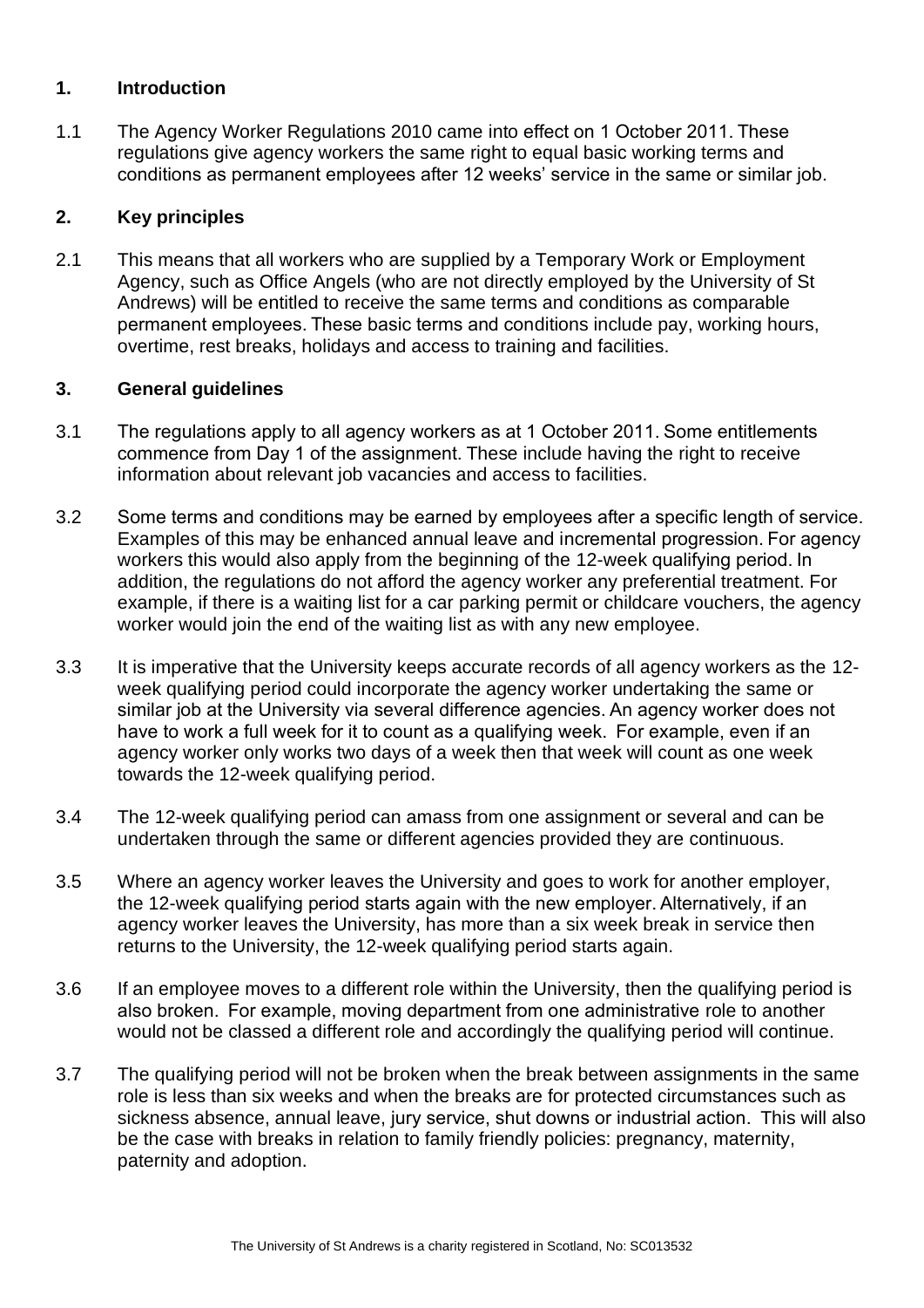## 1. Introduction

1.1 The Agency Worker Regulations 2010 came into effect on 1 October 2011. These regulations give agency workers the same right to equal basic working terms and conditions as permanent employees after 12 weeks' service in the same or similar job.

## 2. Key principles

2.1 This means that all workers who are supplied by a Temporary Work or Employment Agency, such as Office Angels (who are not directly employed by the University of St Andrews) will be entitled to receive the same terms and conditions as comparable permanent employees. These basic terms and conditions include pay, working hours, overtime, rest breaks, holidays and access to training and facilities.

## 3. General guidelines

3.1 The regulations apply to all agency workers as at 1 October 2011. Some entitlements commence from Day 1 of the assignment. These include having the right to receive information about relevant job vacancies and access to facilities.

3.2 Some terms and conditions may be earned by employees after a specific length of service. Examples of this may be enhanced annual leave and incremental progression. For agency workers this would also apply from the beginning of the 12-week qualifying period. In addition, the regulations do not afford the agency worker any preferential treatment. For example, if there is a waiting list for a car parking permit or childcare vouchers, the agency worker would join the end of the waiting list as with any new employee.

3.3 It is imperative that the University keeps accurate records of all agency workers as the 12-week qualifying period could incorporate the agency worker undertaking the same or similar job at the University via several difference agencies. An agency worker does not have to work a full week for it to count as a qualifying week. For example, even if an agency worker only works two days of a week then that week will count as one week towards the 12-week qualifying period.

3.4 The 12-week qualifying period can amass from one assignment or several and can be undertaken through the same or different agencies provided they are continuous.

3.5 Where an agency worker leaves the University and goes to work for another employer, the 12-week qualifying period starts again with the new employer. Alternatively, if an agency worker leaves the University, has more than a six week break in service then returns to the University, the 12-week qualifying period starts again.

3.6 If an employee moves to a different role within the University, then the qualifying period is also broken. For example, moving department from one administrative role to another would not be classed a different role and accordingly the qualifying period will continue.

3.7 The qualifying period will not be broken when the break between assignments in the same role is less than six weeks and when the breaks are for protected circumstances such as sickness absence, annual leave, jury service, shut downs or industrial action. This will also be the case with breaks in relation to family friendly policies: pregnancy, maternity, paternity and adoption.

The University of St Andrews is a charity registered in Scotland, No: SC013532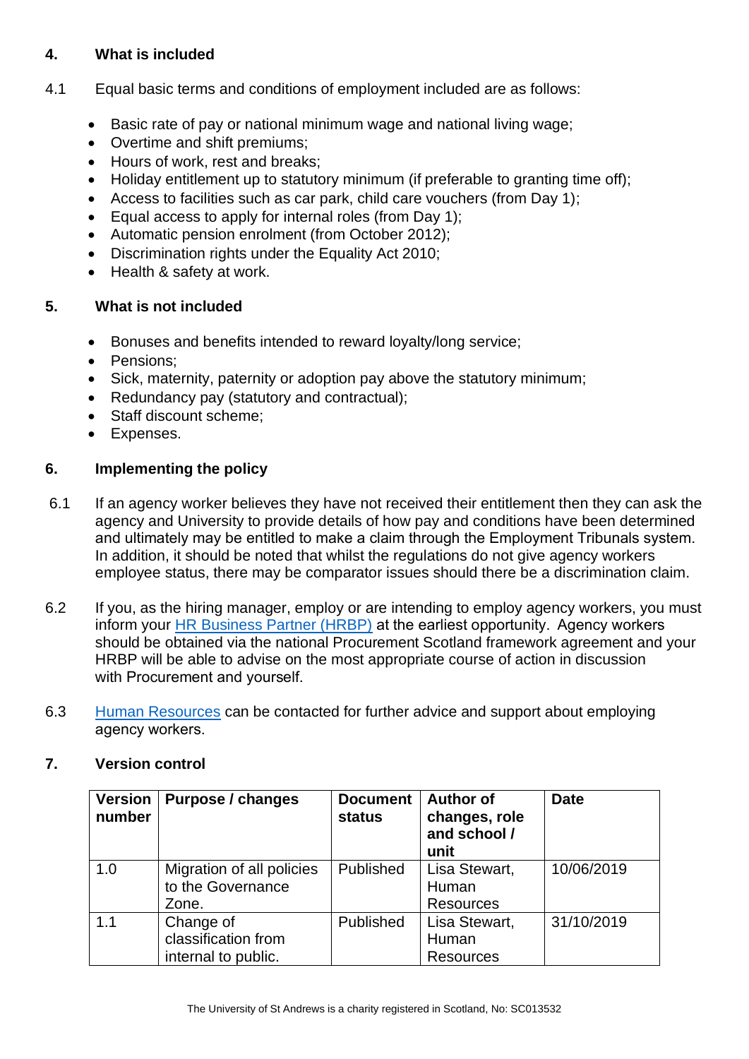## 4. What is included

4.1 Equal basic terms and conditions of employment included are as follows:

- Basic rate of pay or national minimum wage and national living wage;
- Overtime and shift premiums;
- Hours of work, rest and breaks;
- Holiday entitlement up to statutory minimum (if preferable to granting time off);
- Access to facilities such as car park, child care vouchers (from Day 1);
- Equal access to apply for internal roles (from Day 1);
- Automatic pension enrolment (from October 2012);
- Discrimination rights under the Equality Act 2010;
- Health & safety at work.

## 5. What is not included

- Bonuses and benefits intended to reward loyalty/long service;
- Pensions;
- Sick, maternity, paternity or adoption pay above the statutory minimum;
- Redundancy pay (statutory and contractual);
- Staff discount scheme;
- Expenses.

## 6. Implementing the policy

6.1 If an agency worker believes they have not received their entitlement then they can ask the agency and University to provide details of how pay and conditions have been determined and ultimately may be entitled to make a claim through the Employment Tribunals system. In addition, it should be noted that whilst the regulations do not give agency workers employee status, there may be comparator issues should there be a discrimination claim.

6.2 If you, as the hiring manager, employ or are intending to employ agency workers, you must inform your HR Business Partner (HRBP) at the earliest opportunity. Agency workers should be obtained via the national Procurement Scotland framework agreement and your HRBP will be able to advise on the most appropriate course of action in discussion with Procurement and yourself.

6.3 Human Resources can be contacted for further advice and support about employing agency workers.

## 7. Version control

| Version number | Purpose / changes | Document status | Author of changes, role and school / unit | Date |
|---|---|---|---|---|
| 1.0 | Migration of all policies to the Governance Zone. | Published | Lisa Stewart, Human Resources | 10/06/2019 |
| 1.1 | Change of classification from internal to public. | Published | Lisa Stewart, Human Resources | 31/10/2019 |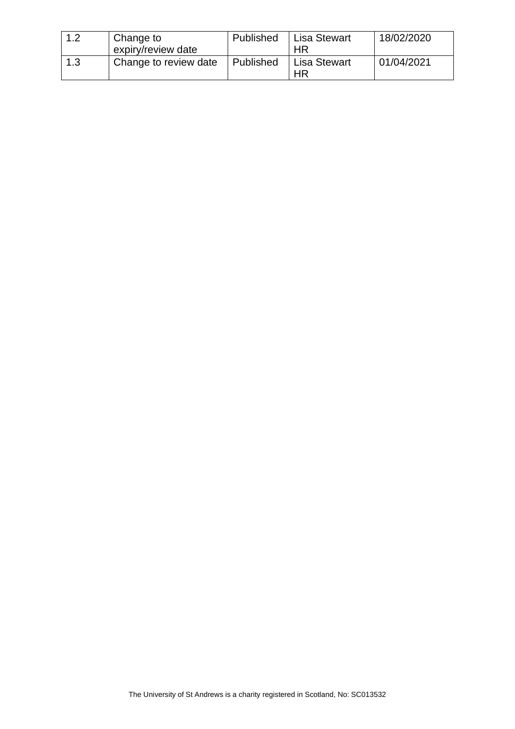| | | | | |
| --- | --- | --- | --- | --- |
| 1.2 | Change to expiry/review date | Published | Lisa Stewart HR | 18/02/2020 |
| 1.3 | Change to review date | Published | Lisa Stewart HR | 01/04/2021 |